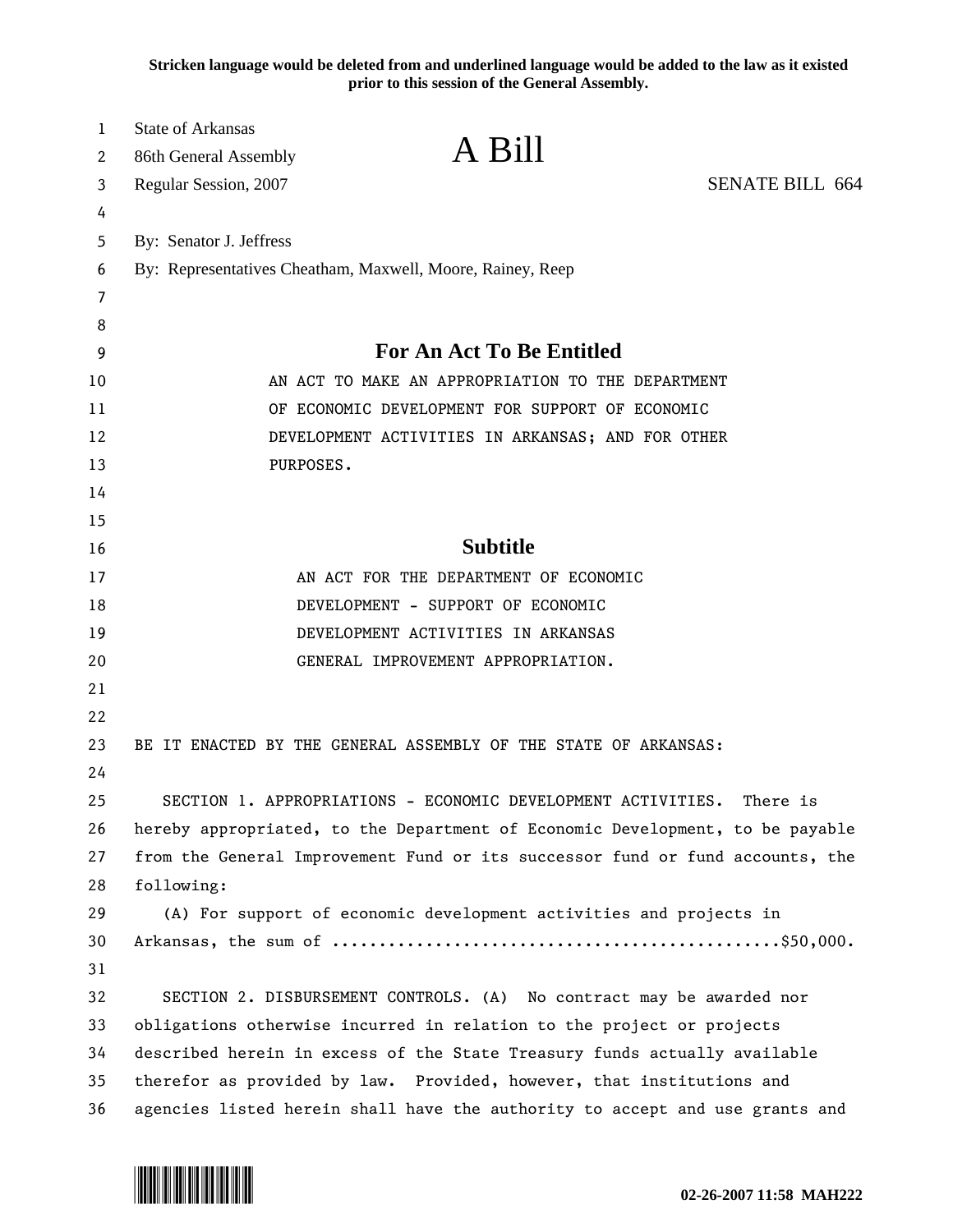Stricken language would be deleted from and underlined language would be added to the law as it existed prior to this session of the General Assembly.

State of Arkansas
86th General Assembly
Regular Session, 2007

# A Bill

SENATE BILL 664

By: Senator J. Jeffress

By: Representatives Cheatham, Maxwell, Moore, Rainey, Reep

## For An Act To Be Entitled

AN ACT TO MAKE AN APPROPRIATION TO THE DEPARTMENT OF ECONOMIC DEVELOPMENT FOR SUPPORT OF ECONOMIC DEVELOPMENT ACTIVITIES IN ARKANSAS; AND FOR OTHER PURPOSES.

## Subtitle

AN ACT FOR THE DEPARTMENT OF ECONOMIC DEVELOPMENT - SUPPORT OF ECONOMIC DEVELOPMENT ACTIVITIES IN ARKANSAS GENERAL IMPROVEMENT APPROPRIATION.

BE IT ENACTED BY THE GENERAL ASSEMBLY OF THE STATE OF ARKANSAS:

SECTION 1. APPROPRIATIONS - ECONOMIC DEVELOPMENT ACTIVITIES. There is hereby appropriated, to the Department of Economic Development, to be payable from the General Improvement Fund or its successor fund or fund accounts, the following:

(A) For support of economic development activities and projects in Arkansas, the sum of ...............................................$50,000.

SECTION 2. DISBURSEMENT CONTROLS. (A) No contract may be awarded nor obligations otherwise incurred in relation to the project or projects described herein in excess of the State Treasury funds actually available therefor as provided by law. Provided, however, that institutions and agencies listed herein shall have the authority to accept and use grants and

02-26-2007 11:58 MAH222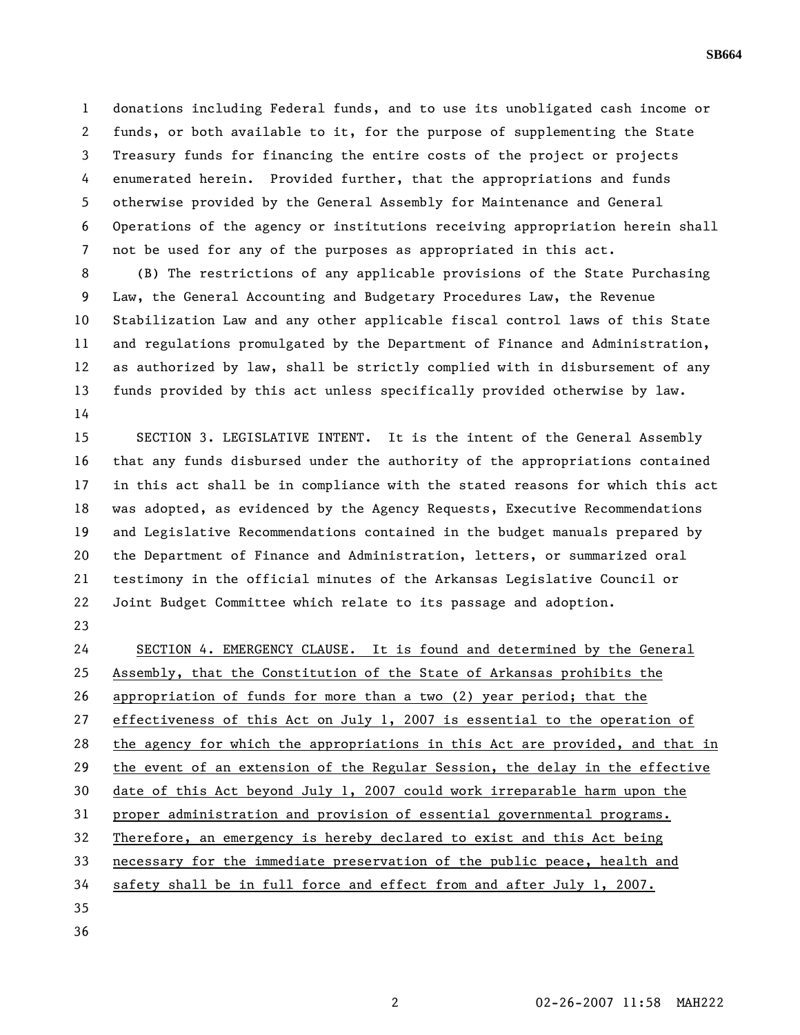donations including Federal funds, and to use its unobligated cash income or funds, or both available to it, for the purpose of supplementing the State Treasury funds for financing the entire costs of the project or projects enumerated herein. Provided further, that the appropriations and funds otherwise provided by the General Assembly for Maintenance and General Operations of the agency or institutions receiving appropriation herein shall not be used for any of the purposes as appropriated in this act.

(B) The restrictions of any applicable provisions of the State Purchasing Law, the General Accounting and Budgetary Procedures Law, the Revenue Stabilization Law and any other applicable fiscal control laws of this State and regulations promulgated by the Department of Finance and Administration, as authorized by law, shall be strictly complied with in disbursement of any funds provided by this act unless specifically provided otherwise by law.

SECTION 3. LEGISLATIVE INTENT. It is the intent of the General Assembly that any funds disbursed under the authority of the appropriations contained in this act shall be in compliance with the stated reasons for which this act was adopted, as evidenced by the Agency Requests, Executive Recommendations and Legislative Recommendations contained in the budget manuals prepared by the Department of Finance and Administration, letters, or summarized oral testimony in the official minutes of the Arkansas Legislative Council or Joint Budget Committee which relate to its passage and adoption.

SECTION 4. EMERGENCY CLAUSE. It is found and determined by the General Assembly, that the Constitution of the State of Arkansas prohibits the appropriation of funds for more than a two (2) year period; that the effectiveness of this Act on July 1, 2007 is essential to the operation of the agency for which the appropriations in this Act are provided, and that in the event of an extension of the Regular Session, the delay in the effective date of this Act beyond July 1, 2007 could work irreparable harm upon the proper administration and provision of essential governmental programs. Therefore, an emergency is hereby declared to exist and this Act being necessary for the immediate preservation of the public peace, health and safety shall be in full force and effect from and after July 1, 2007.